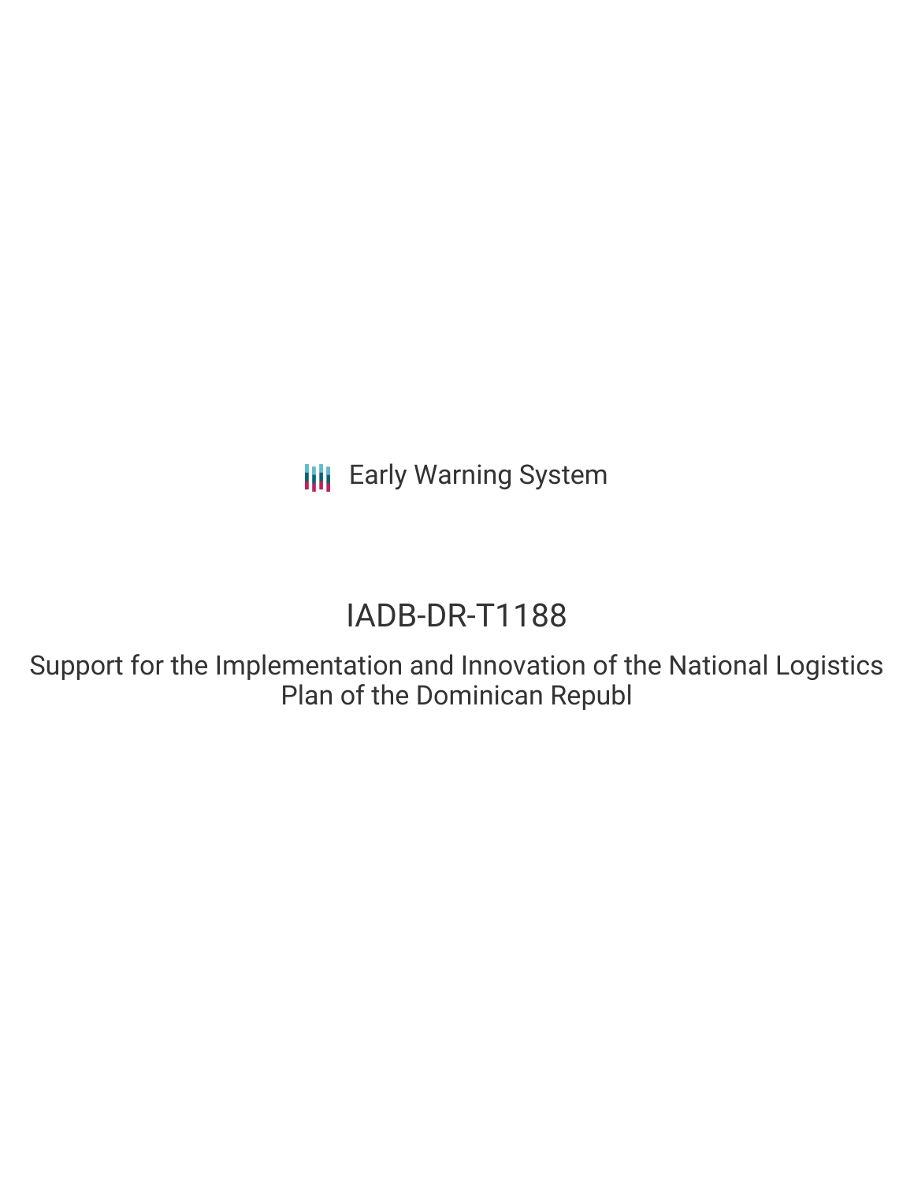Early Warning System

# IADB-DR-T1188

## Support for the Implementation and Innovation of the National Logistics Plan of the Dominican Republ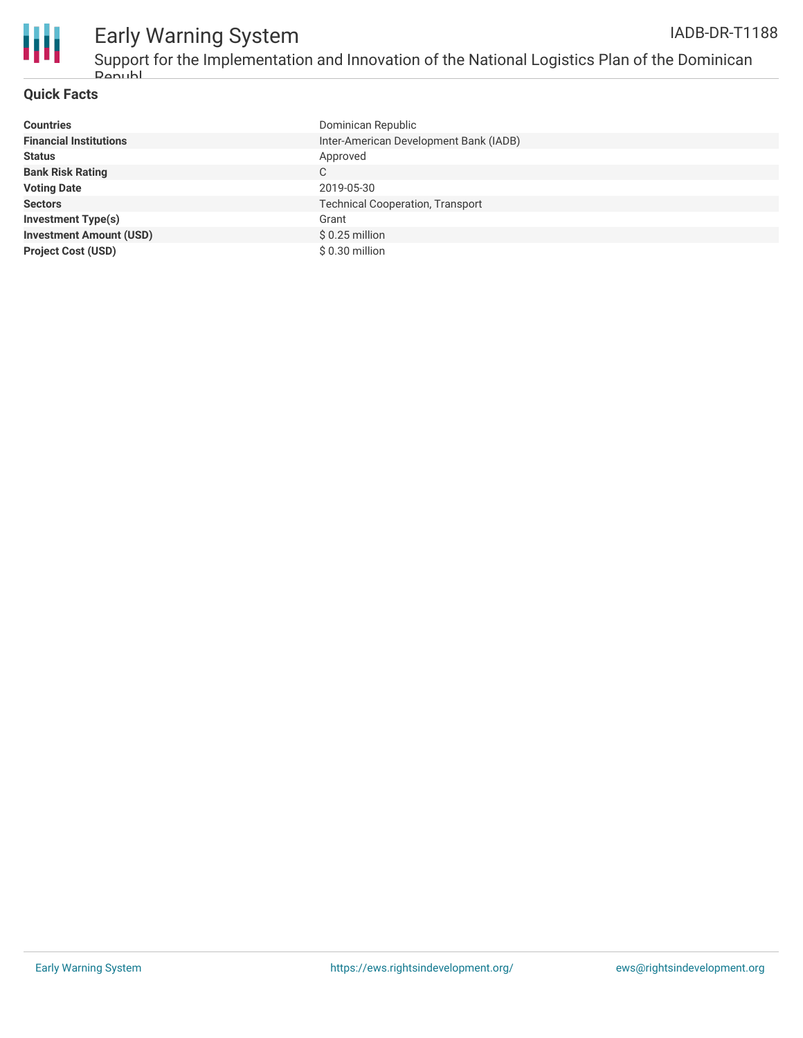## Quick Facts

| | |
|---|---|
| **Countries** | Dominican Republic |
| **Financial Institutions** | Inter-American Development Bank (IADB) |
| **Status** | Approved |
| **Bank Risk Rating** | C |
| **Voting Date** | 2019-05-30 |
| **Sectors** | Technical Cooperation, Transport |
| **Investment Type(s)** | Grant |
| **Investment Amount (USD)** | $ 0.25 million |
| **Project Cost (USD)** | $ 0.30 million |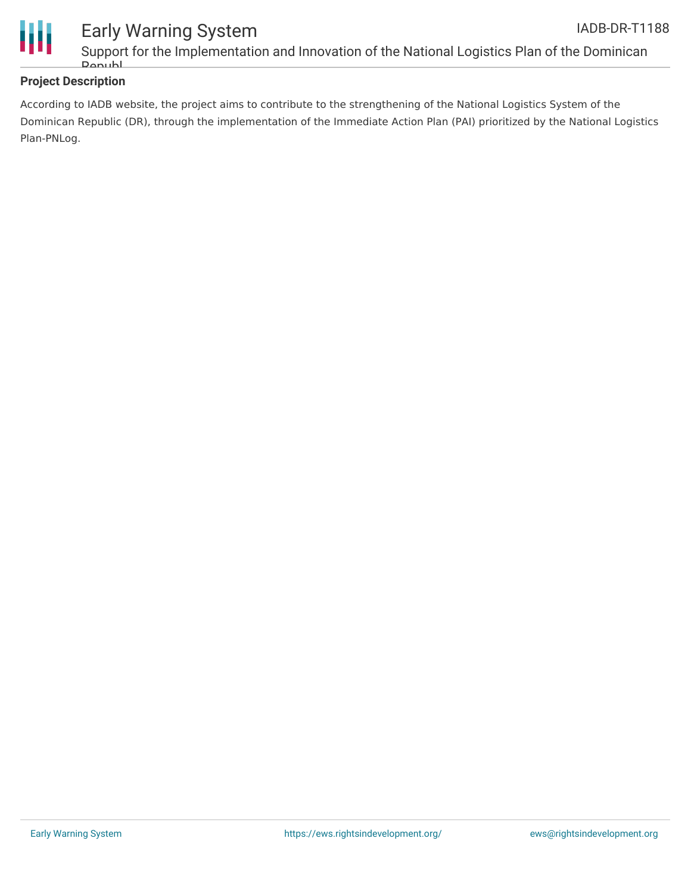## Project Description

According to IADB website, the project aims to contribute to the strengthening of the National Logistics System of the Dominican Republic (DR), through the implementation of the Immediate Action Plan (PAI) prioritized by the National Logistics Plan-PNLog.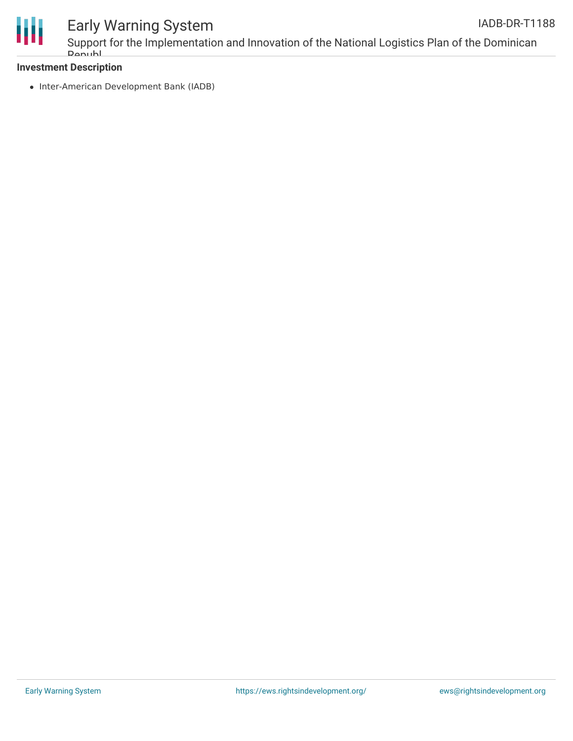**Investment Description**

- Inter-American Development Bank (IADB)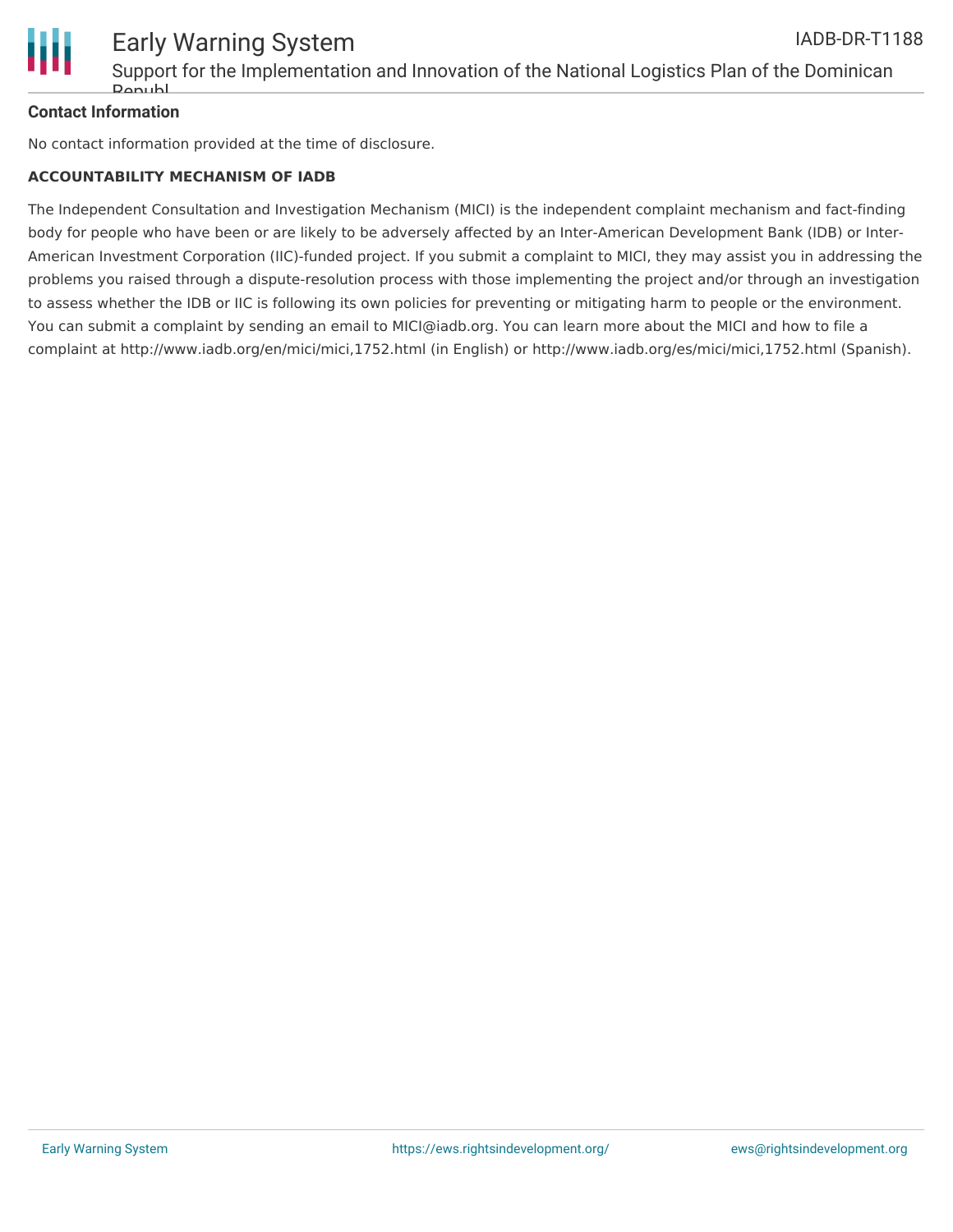**Contact Information**

No contact information provided at the time of disclosure.

**ACCOUNTABILITY MECHANISM OF IADB**

The Independent Consultation and Investigation Mechanism (MICI) is the independent complaint mechanism and fact-finding body for people who have been or are likely to be adversely affected by an Inter-American Development Bank (IDB) or Inter-American Investment Corporation (IIC)-funded project. If you submit a complaint to MICI, they may assist you in addressing the problems you raised through a dispute-resolution process with those implementing the project and/or through an investigation to assess whether the IDB or IIC is following its own policies for preventing or mitigating harm to people or the environment. You can submit a complaint by sending an email to MICI@iadb.org. You can learn more about the MICI and how to file a complaint at http://www.iadb.org/en/mici/mici,1752.html (in English) or http://www.iadb.org/es/mici/mici,1752.html (Spanish).